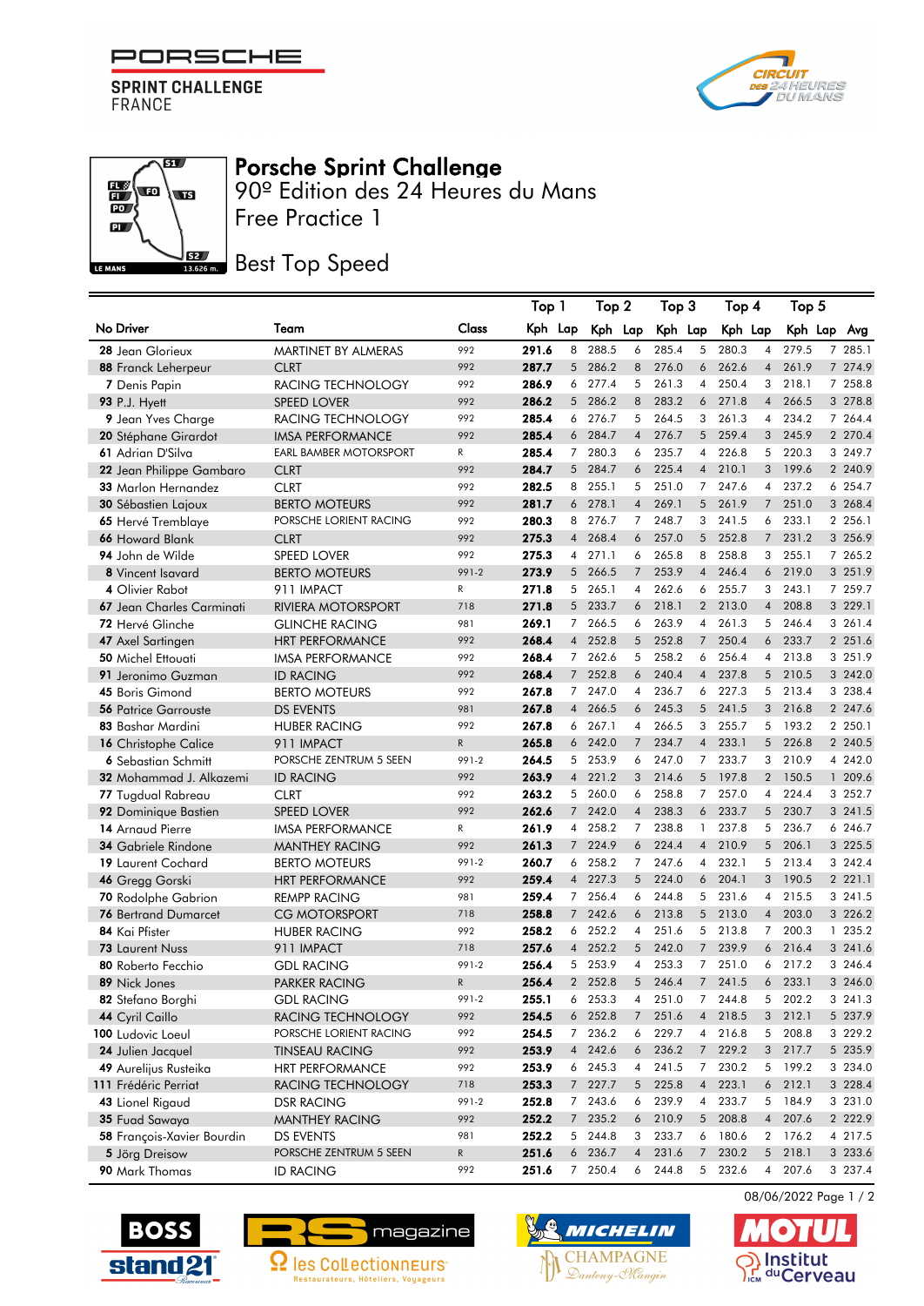PORSCHE
SPRINT CHALLENGE
FRANCE

# Porsche Sprint Challenge

## 90º Edition des 24 Heures du Mans

## Free Practice 1

## Best Top Speed

| No | Driver | Team | Class | Top 1 Kph | Lap | Top 2 Kph | Lap | Top 3 Kph | Lap | Top 4 Kph | Lap | Top 5 Kph | Lap | Avg |
|---|---|---|---|---|---|---|---|---|---|---|---|---|---|---|
| 28 | Jean Glorieux | MARTINET BY ALMERAS | 992 | **291.6** | 8 | 288.5 | 6 | 285.4 | 5 | 280.3 | 4 | 279.5 | 7 | 285.1 |
| 88 | Franck Leherpeur | CLRT | 992 | **287.7** | 5 | 286.2 | 8 | 276.0 | 6 | 262.6 | 4 | 261.9 | 7 | 274.9 |
| 7 | Denis Papin | RACING TECHNOLOGY | 992 | **286.9** | 6 | 277.4 | 5 | 261.3 | 4 | 250.4 | 3 | 218.1 | 7 | 258.8 |
| 93 | P.J. Hyett | SPEED LOVER | 992 | **286.2** | 5 | 286.2 | 8 | 283.2 | 6 | 271.8 | 4 | 266.5 | 3 | 278.8 |
| 9 | Jean Yves Charge | RACING TECHNOLOGY | 992 | **285.4** | 6 | 276.7 | 5 | 264.5 | 3 | 261.3 | 4 | 234.2 | 7 | 264.4 |
| 20 | Stéphane Girardot | IMSA PERFORMANCE | 992 | **285.4** | 6 | 284.7 | 4 | 276.7 | 5 | 259.4 | 3 | 245.9 | 2 | 270.4 |
| 61 | Adrian D'Silva | EARL BAMBER MOTORSPORT | R | **285.4** | 7 | 280.3 | 6 | 235.7 | 4 | 226.8 | 5 | 220.3 | 3 | 249.7 |
| 22 | Jean Philippe Gambaro | CLRT | 992 | **284.7** | 5 | 284.7 | 6 | 225.4 | 4 | 210.1 | 3 | 199.6 | 2 | 240.9 |
| 33 | Marlon Hernandez | CLRT | 992 | **282.5** | 8 | 255.1 | 5 | 251.0 | 7 | 247.6 | 4 | 237.2 | 6 | 254.7 |
| 30 | Sébastien Lajoux | BERTO MOTEURS | 992 | **281.7** | 6 | 278.1 | 4 | 269.1 | 5 | 261.9 | 7 | 251.0 | 3 | 268.4 |
| 65 | Hervé Tremblaye | PORSCHE LORIENT RACING | 992 | **280.3** | 8 | 276.7 | 7 | 248.7 | 3 | 241.5 | 6 | 233.1 | 2 | 256.1 |
| 66 | Howard Blank | CLRT | 992 | **275.3** | 4 | 268.4 | 6 | 257.0 | 5 | 252.8 | 7 | 231.2 | 3 | 256.9 |
| 94 | John de Wilde | SPEED LOVER | 992 | **275.3** | 4 | 271.1 | 6 | 265.8 | 8 | 258.8 | 3 | 255.1 | 7 | 265.2 |
| 8 | Vincent Isavard | BERTO MOTEURS | 991-2 | **273.9** | 5 | 266.5 | 7 | 253.9 | 4 | 246.4 | 6 | 219.0 | 3 | 251.9 |
| 4 | Olivier Rabot | 911 IMPACT | R | **271.8** | 5 | 265.1 | 4 | 262.6 | 6 | 255.7 | 3 | 243.1 | 7 | 259.7 |
| 67 | Jean Charles Carminati | RIVIERA MOTORSPORT | 718 | **271.8** | 5 | 233.7 | 6 | 218.1 | 2 | 213.0 | 4 | 208.8 | 3 | 229.1 |
| 72 | Hervé Glinche | GLINCHE RACING | 981 | **269.1** | 7 | 266.5 | 6 | 263.9 | 4 | 261.3 | 5 | 246.4 | 3 | 261.4 |
| 47 | Axel Sartingen | HRT PERFORMANCE | 992 | **268.4** | 4 | 252.8 | 5 | 252.8 | 7 | 250.4 | 6 | 233.7 | 2 | 251.6 |
| 50 | Michel Ettouati | IMSA PERFORMANCE | 992 | **268.4** | 7 | 262.6 | 5 | 258.2 | 6 | 256.4 | 4 | 213.8 | 3 | 251.9 |
| 91 | Jeronimo Guzman | ID RACING | 992 | **268.4** | 7 | 252.8 | 6 | 240.4 | 4 | 237.8 | 5 | 210.5 | 3 | 242.0 |
| 45 | Boris Gimond | BERTO MOTEURS | 992 | **267.8** | 6 | 247.0 | 4 | 236.7 | 6 | 227.3 | 5 | 213.4 | 3 | 238.4 |
| 56 | Patrice Garrouste | DS EVENTS | 981 | **267.8** | 4 | 266.5 | 6 | 245.3 | 5 | 241.5 | 3 | 216.8 | 2 | 247.6 |
| 83 | Bashar Mardini | HUBER RACING | 992 | **267.8** | 6 | 267.1 | 4 | 266.5 | 3 | 255.7 | 5 | 193.2 | 2 | 250.1 |
| 16 | Christophe Calice | 911 IMPACT | R | **265.8** | 6 | 242.0 | 7 | 234.7 | 4 | 233.1 | 5 | 226.8 | 2 | 240.5 |
| 6 | Sebastian Schmitt | PORSCHE ZENTRUM 5 SEEN | 991-2 | **264.5** | 5 | 253.9 | 6 | 247.0 | 7 | 233.7 | 3 | 210.9 | 4 | 242.0 |
| 32 | Mohammad J. Alkazemi | ID RACING | 992 | **263.9** | 4 | 221.2 | 3 | 214.6 | 5 | 197.8 | 2 | 150.5 | 1 | 209.6 |
| 77 | Tugdual Rabreau | CLRT | 992 | **263.2** | 5 | 260.0 | 6 | 258.8 | 7 | 257.0 | 4 | 224.4 | 3 | 252.7 |
| 92 | Dominique Bastien | SPEED LOVER | 992 | **262.6** | 7 | 242.0 | 4 | 238.3 | 6 | 233.7 | 5 | 230.7 | 3 | 241.5 |
| 14 | Arnaud Pierre | IMSA PERFORMANCE | R | **261.9** | 4 | 258.2 | 7 | 238.8 | 1 | 237.8 | 5 | 236.7 | 6 | 246.7 |
| 34 | Gabriele Rindone | MANTHEY RACING | 992 | **261.3** | 7 | 224.9 | 6 | 224.4 | 4 | 210.9 | 5 | 206.1 | 3 | 225.5 |
| 19 | Laurent Cochard | BERTO MOTEURS | 991-2 | **260.7** | 6 | 258.2 | 7 | 247.6 | 4 | 232.1 | 5 | 213.4 | 3 | 242.4 |
| 46 | Gregg Gorski | HRT PERFORMANCE | 992 | **259.4** | 4 | 227.3 | 5 | 224.0 | 6 | 204.1 | 3 | 190.5 | 2 | 221.1 |
| 70 | Rodolphe Gabrion | REMPP RACING | 981 | **259.4** | 7 | 256.4 | 6 | 244.8 | 5 | 231.6 | 4 | 215.5 | 3 | 241.5 |
| 76 | Bertrand Dumarcet | CG MOTORSPORT | 718 | **258.8** | 7 | 242.6 | 6 | 213.8 | 5 | 213.0 | 4 | 203.0 | 3 | 226.2 |
| 84 | Kai Pfister | HUBER RACING | 992 | **258.2** | 6 | 252.2 | 4 | 251.6 | 5 | 213.8 | 7 | 200.3 | 1 | 235.2 |
| 73 | Laurent Nuss | 911 IMPACT | 718 | **257.6** | 4 | 252.2 | 5 | 242.0 | 7 | 239.9 | 6 | 216.4 | 3 | 241.6 |
| 80 | Roberto Fecchio | GDL RACING | 991-2 | **256.4** | 5 | 253.9 | 4 | 253.3 | 7 | 251.0 | 6 | 217.2 | 3 | 246.4 |
| 89 | Nick Jones | PARKER RACING | R | **256.4** | 2 | 252.8 | 5 | 246.4 | 7 | 241.5 | 6 | 233.1 | 3 | 246.0 |
| 82 | Stefano Borghi | GDL RACING | 991-2 | **255.1** | 6 | 253.3 | 4 | 251.0 | 7 | 244.8 | 5 | 202.2 | 3 | 241.3 |
| 44 | Cyril Caillo | RACING TECHNOLOGY | 992 | **254.5** | 6 | 252.8 | 7 | 251.6 | 4 | 218.5 | 3 | 212.1 | 5 | 237.9 |
| 100 | Ludovic Loeul | PORSCHE LORIENT RACING | 992 | **254.5** | 7 | 236.2 | 6 | 229.7 | 4 | 216.8 | 5 | 208.8 | 3 | 229.2 |
| 24 | Julien Jacquel | TINSEAU RACING | 992 | **253.9** | 4 | 242.6 | 6 | 236.2 | 7 | 229.2 | 3 | 217.7 | 5 | 235.9 |
| 49 | Aurelijus Rusteika | HRT PERFORMANCE | 992 | **253.9** | 6 | 245.3 | 4 | 241.5 | 7 | 230.2 | 5 | 199.2 | 3 | 234.0 |
| 111 | Frédéric Perriat | RACING TECHNOLOGY | 718 | **253.3** | 7 | 227.7 | 5 | 225.8 | 4 | 223.1 | 6 | 212.1 | 3 | 228.4 |
| 43 | Lionel Rigaud | DSR RACING | 991-2 | **252.8** | 5 | 243.6 | 6 | 239.9 | 4 | 233.7 | 5 | 184.9 | 3 | 231.0 |
| 35 | Fuad Sawaya | MANTHEY RACING | 992 | **252.2** | 7 | 235.2 | 6 | 210.9 | 5 | 208.8 | 4 | 207.6 | 2 | 222.9 |
| 58 | François-Xavier Bourdin | DS EVENTS | 981 | **252.2** | 5 | 244.8 | 3 | 233.7 | 6 | 180.6 | 2 | 176.2 | 4 | 217.5 |
| 5 | Jörg Dreisow | PORSCHE ZENTRUM 5 SEEN | R | **251.6** | 6 | 236.7 | 4 | 231.6 | 7 | 230.2 | 5 | 218.1 | 3 | 233.6 |
| 90 | Mark Thomas | ID RACING | 992 | **251.6** | 7 | 250.4 | 6 | 244.8 | 5 | 232.6 | 4 | 207.6 | 3 | 237.4 |

08/06/2022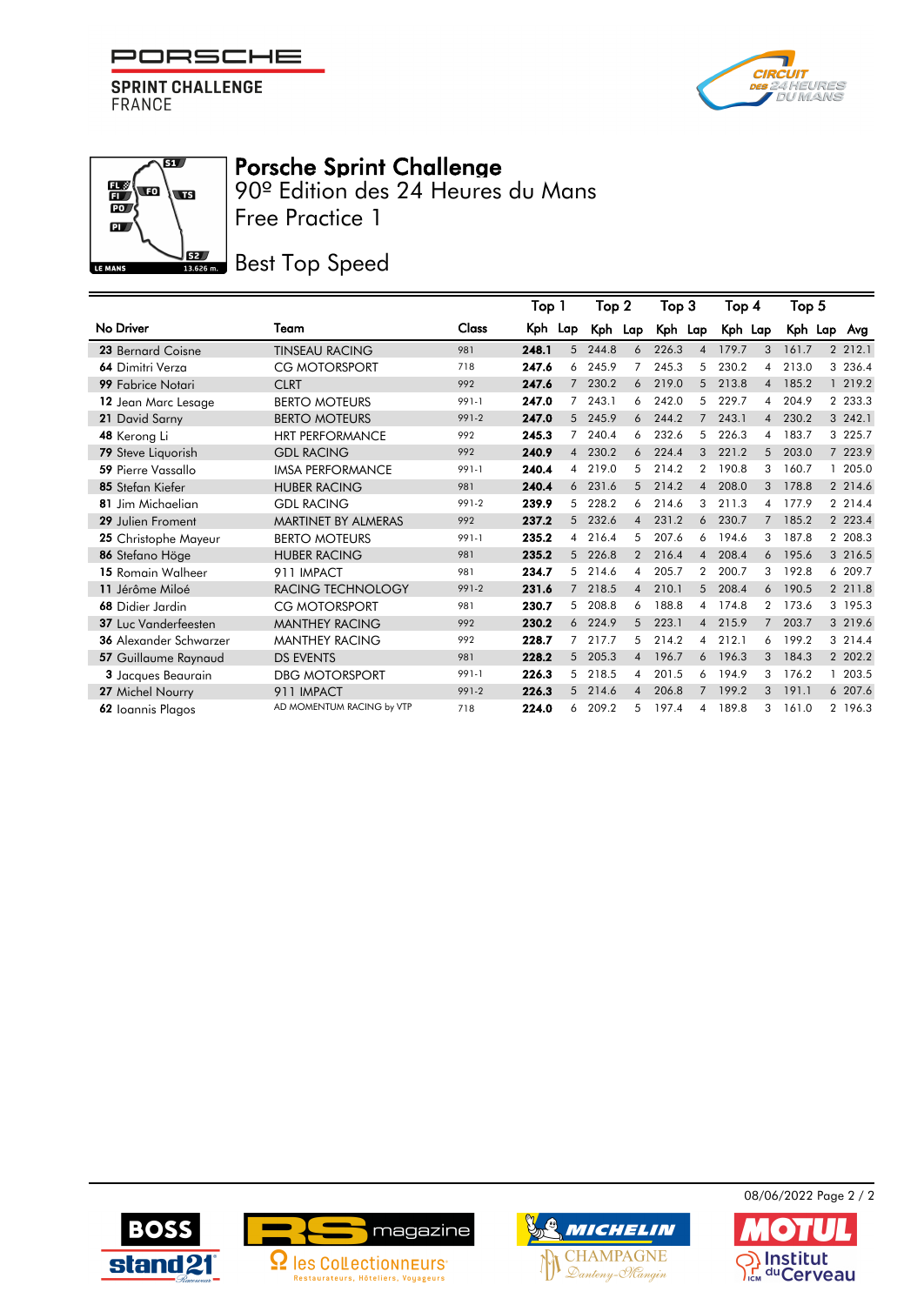PORSCHE
SPRINT CHALLENGE
FRANCE

# Porsche Sprint Challenge

## 90º Edition des 24 Heures du Mans

## Free Practice 1

## Best Top Speed

| No | Driver | Team | Class | Top 1 Kph | Lap | Top 2 Kph | Lap | Top 3 Kph | Lap | Top 4 Kph | Lap | Top 5 Kph | Lap | Avg |
|---|---|---|---|---|---|---|---|---|---|---|---|---|---|---|
| 23 | Bernard Coisne | TINSEAU RACING | 981 | **248.1** | 5 | 244.8 | 6 | 226.3 | 4 | 179.7 | 3 | 161.7 | 2 | 212.1 |
| 64 | Dimitri Verza | CG MOTORSPORT | 718 | **247.6** | 6 | 245.9 | 7 | 245.3 | 5 | 230.2 | 4 | 213.0 | 3 | 236.4 |
| 99 | Fabrice Notari | CLRT | 992 | **247.6** | 7 | 230.2 | 6 | 219.0 | 5 | 213.8 | 4 | 185.2 | 1 | 219.2 |
| 12 | Jean Marc Lesage | BERTO MOTEURS | 991-1 | **247.0** | 7 | 243.1 | 6 | 242.0 | 5 | 229.7 | 4 | 204.9 | 2 | 233.3 |
| 21 | David Sarny | BERTO MOTEURS | 991-2 | **247.0** | 5 | 245.9 | 6 | 244.2 | 7 | 243.1 | 4 | 230.2 | 3 | 242.1 |
| 48 | Kerong Li | HRT PERFORMANCE | 992 | **245.3** | 7 | 240.4 | 6 | 232.6 | 5 | 226.3 | 4 | 183.7 | 3 | 225.7 |
| 79 | Steve Liquorish | GDL RACING | 992 | **240.9** | 4 | 230.2 | 6 | 224.4 | 3 | 221.2 | 5 | 203.0 | 7 | 223.9 |
| 59 | Pierre Vassallo | IMSA PERFORMANCE | 991-1 | **240.4** | 4 | 219.0 | 5 | 214.2 | 2 | 190.8 | 3 | 160.7 | 1 | 205.0 |
| 85 | Stefan Kiefer | HUBER RACING | 981 | **240.4** | 6 | 231.6 | 5 | 214.2 | 4 | 208.0 | 3 | 178.8 | 2 | 214.6 |
| 81 | Jim Michaelian | GDL RACING | 991-2 | **239.9** | 5 | 228.2 | 6 | 214.6 | 3 | 211.3 | 4 | 177.9 | 2 | 214.4 |
| 29 | Julien Froment | MARTINET BY ALMERAS | 992 | **237.2** | 5 | 232.6 | 4 | 231.2 | 6 | 230.7 | 7 | 185.2 | 2 | 223.4 |
| 25 | Christophe Mayeur | BERTO MOTEURS | 991-1 | **235.2** | 4 | 216.4 | 5 | 207.6 | 6 | 194.6 | 3 | 187.8 | 2 | 208.3 |
| 86 | Stefano Höge | HUBER RACING | 981 | **235.2** | 5 | 226.8 | 2 | 216.4 | 4 | 208.4 | 6 | 195.6 | 3 | 216.5 |
| 15 | Romain Walheer | 911 IMPACT | 981 | **234.7** | 5 | 214.6 | 4 | 205.7 | 2 | 200.7 | 3 | 192.8 | 6 | 209.7 |
| 11 | Jérôme Miloé | RACING TECHNOLOGY | 991-2 | **231.6** | 7 | 218.5 | 4 | 210.1 | 5 | 208.4 | 6 | 190.5 | 2 | 211.8 |
| 68 | Didier Jardin | CG MOTORSPORT | 981 | **230.7** | 5 | 208.8 | 6 | 188.8 | 4 | 174.8 | 2 | 173.6 | 3 | 195.3 |
| 37 | Luc Vanderfeesten | MANTHEY RACING | 992 | **230.2** | 6 | 224.9 | 5 | 223.1 | 4 | 215.9 | 7 | 203.7 | 3 | 219.6 |
| 36 | Alexander Schwarzer | MANTHEY RACING | 992 | **228.7** | 7 | 217.7 | 5 | 214.2 | 4 | 212.1 | 6 | 199.2 | 3 | 214.4 |
| 57 | Guillaume Raynaud | DS EVENTS | 981 | **228.2** | 5 | 205.3 | 4 | 196.7 | 6 | 196.3 | 3 | 184.3 | 2 | 202.2 |
| 3 | Jacques Beaurain | DBG MOTORSPORT | 991-1 | **226.3** | 5 | 218.5 | 4 | 201.5 | 6 | 194.9 | 3 | 176.2 | 1 | 203.5 |
| 27 | Michel Nourry | 911 IMPACT | 991-2 | **226.3** | 5 | 214.6 | 4 | 206.8 | 7 | 199.2 | 3 | 191.1 | 6 | 207.6 |
| 62 | Ioannis Plagos | AD MOMENTUM RACING by VTP | 718 | **224.0** | 6 | 209.2 | 5 | 197.4 | 4 | 189.8 | 3 | 161.0 | 2 | 196.3 |

08/06/2022